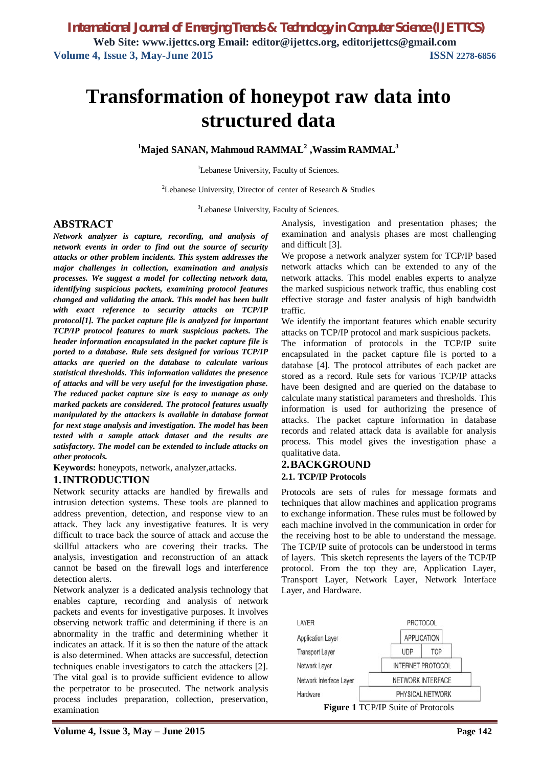# Transformation of honeypot raw data into structured data

**[1]Majed SANAN, Mahmoud RAMMAL[2], Wassim RAMMAL[3]**

[1]Lebanese University, Faculty of Sciences.

[2]Lebanese University, Director of center of Research & Studies

[3]Lebanese University, Faculty of Sciences.

## ABSTRACT

***Network analyzer is capture, recording, and analysis of network events in order to find out the source of security attacks or other problem incidents. This system addresses the major challenges in collection, examination and analysis processes. We suggest a model for collecting network data, identifying suspicious packets, examining protocol features changed and validating the attack. This model has been built with exact reference to security attacks on TCP/IP protocol[1]. The packet capture file is analyzed for important TCP/IP protocol features to mark suspicious packets. The header information encapsulated in the packet capture file is ported to a database. Rule sets designed for various TCP/IP attacks are queried on the database to calculate various statistical thresholds. This information validates the presence of attacks and will be very useful for the investigation phase. The reduced packet capture size is easy to manage as only marked packets are considered. The protocol features usually manipulated by the attackers is available in database format for next stage analysis and investigation. The model has been tested with a sample attack dataset and the results are satisfactory. The model can be extended to include attacks on other protocols.***

**Keywords:** honeypots, network, analyzer,attacks.

## 1. INTRODUCTION

Network security attacks are handled by firewalls and intrusion detection systems. These tools are planned to address prevention, detection, and response view to an attack. They lack any investigative features. It is very difficult to trace back the source of attack and accuse the skillful attackers who are covering their tracks. The analysis, investigation and reconstruction of an attack cannot be based on the firewall logs and interference detection alerts.

Network analyzer is a dedicated analysis technology that enables capture, recording and analysis of network packets and events for investigative purposes. It involves observing network traffic and determining if there is an abnormality in the traffic and determining whether it indicates an attack. If it is so then the nature of the attack is also determined. When attacks are successful, detection techniques enable investigators to catch the attackers [2]. The vital goal is to provide sufficient evidence to allow the perpetrator to be prosecuted. The network analysis process includes preparation, collection, preservation, examination Analysis, investigation and presentation phases; the examination and analysis phases are most challenging and difficult [3].

We propose a network analyzer system for TCP/IP based network attacks which can be extended to any of the network attacks. This model enables experts to analyze the marked suspicious network traffic, thus enabling cost effective storage and faster analysis of high bandwidth traffic.

We identify the important features which enable security attacks on TCP/IP protocol and mark suspicious packets.

The information of protocols in the TCP/IP suite encapsulated in the packet capture file is ported to a database [4]. The protocol attributes of each packet are stored as a record. Rule sets for various TCP/IP attacks have been designed and are queried on the database to calculate many statistical parameters and thresholds. This information is used for authorizing the presence of attacks. The packet capture information in database records and related attack data is available for analysis process. This model gives the investigation phase a qualitative data.

## 2. BACKGROUND

### 2.1. TCP/IP Protocols

Protocols are sets of rules for message formats and techniques that allow machines and application programs to exchange information. These rules must be followed by each machine involved in the communication in order for the receiving host to be able to understand the message. The TCP/IP suite of protocols can be understood in terms of layers. This sketch represents the layers of the TCP/IP protocol. From the top they are, Application Layer, Transport Layer, Network Layer, Network Interface Layer, and Hardware.

| LAYER | PROTOCOL | |
|---|---|---|
| Application Layer | APPLICATION | |
| Transport Layer | UDP | TCP |
| Network Layer | INTERNET PROTOCOL | |
| Network Interface Layer | NETWORK INTERFACE | |
| Hardware | PHYSICAL NETWORK | |

**Figure 1** TCP/IP Suite of Protocols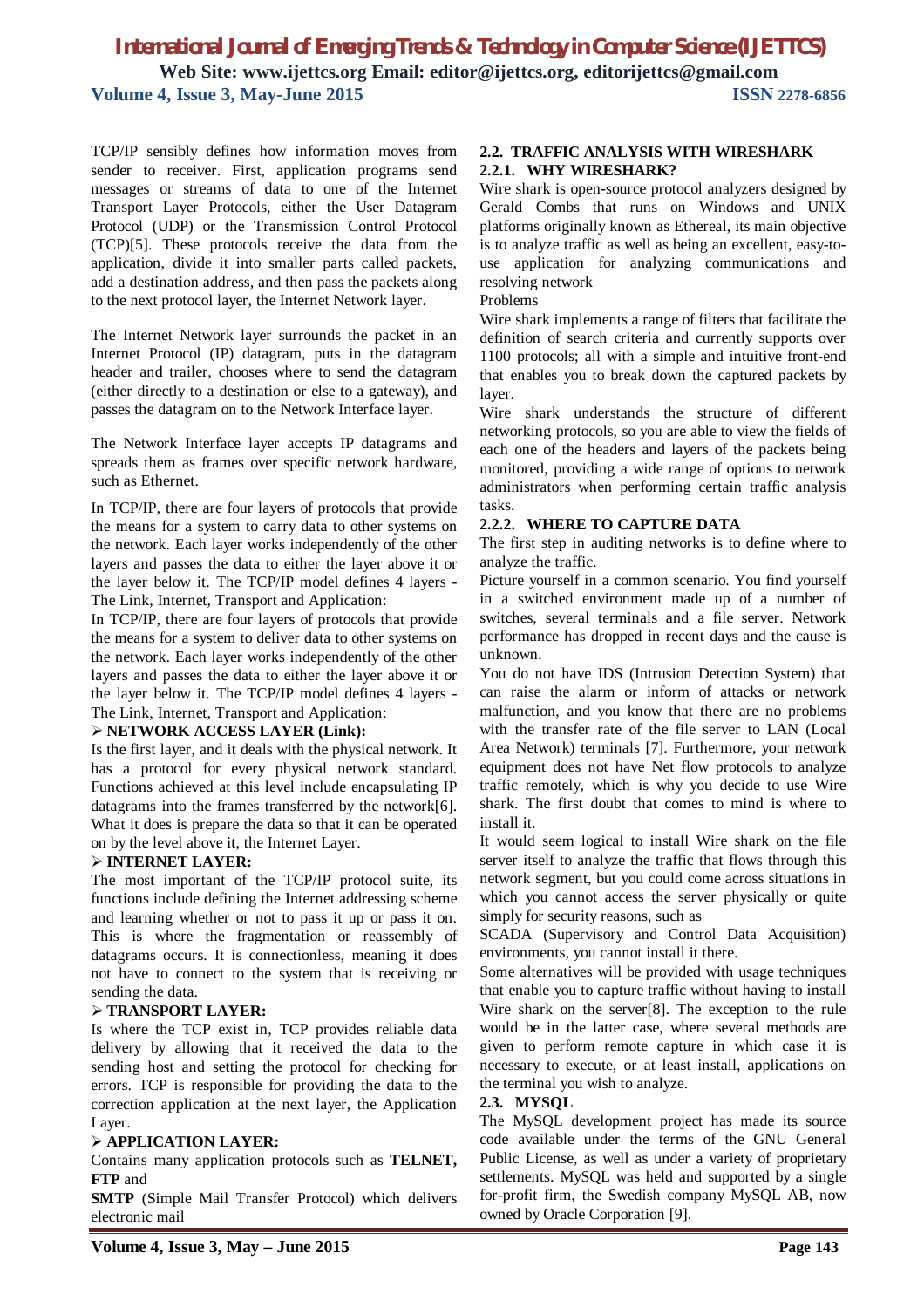TCP/IP sensibly defines how information moves from sender to receiver. First, application programs send messages or streams of data to one of the Internet Transport Layer Protocols, either the User Datagram Protocol (UDP) or the Transmission Control Protocol (TCP)[5]. These protocols receive the data from the application, divide it into smaller parts called packets, add a destination address, and then pass the packets along to the next protocol layer, the Internet Network layer.

The Internet Network layer surrounds the packet in an Internet Protocol (IP) datagram, puts in the datagram header and trailer, chooses where to send the datagram (either directly to a destination or else to a gateway), and passes the datagram on to the Network Interface layer.

The Network Interface layer accepts IP datagrams and spreads them as frames over specific network hardware, such as Ethernet.

In TCP/IP, there are four layers of protocols that provide the means for a system to carry data to other systems on the network. Each layer works independently of the other layers and passes the data to either the layer above it or the layer below it. The TCP/IP model defines 4 layers - The Link, Internet, Transport and Application:

In TCP/IP, there are four layers of protocols that provide the means for a system to deliver data to other systems on the network. Each layer works independently of the other layers and passes the data to either the layer above it or the layer below it. The TCP/IP model defines 4 layers - The Link, Internet, Transport and Application:

- **NETWORK ACCESS LAYER (Link):**

Is the first layer, and it deals with the physical network. It has a protocol for every physical network standard. Functions achieved at this level include encapsulating IP datagrams into the frames transferred by the network[6]. What it does is prepare the data so that it can be operated on by the level above it, the Internet Layer.

- **INTERNET LAYER:**

The most important of the TCP/IP protocol suite, its functions include defining the Internet addressing scheme and learning whether or not to pass it up or pass it on. This is where the fragmentation or reassembly of datagrams occurs. It is connectionless, meaning it does not have to connect to the system that is receiving or sending the data.

- **TRANSPORT LAYER:**

Is where the TCP exist in, TCP provides reliable data delivery by allowing that it received the data to the sending host and setting the protocol for checking for errors. TCP is responsible for providing the data to the correction application at the next layer, the Application Layer.

- **APPLICATION LAYER:**

Contains many application protocols such as **TELNET, FTP** and **SMTP** (Simple Mail Transfer Protocol) which delivers electronic mail

### 2.2. TRAFFIC ANALYSIS WITH WIRESHARK

#### 2.2.1. WHY WIRESHARK?

Wire shark is open-source protocol analyzers designed by Gerald Combs that runs on Windows and UNIX platforms originally known as Ethereal, its main objective is to analyze traffic as well as being an excellent, easy-to-use application for analyzing communications and resolving network

Problems

Wire shark implements a range of filters that facilitate the definition of search criteria and currently supports over 1100 protocols; all with a simple and intuitive front-end that enables you to break down the captured packets by layer.

Wire shark understands the structure of different networking protocols, so you are able to view the fields of each one of the headers and layers of the packets being monitored, providing a wide range of options to network administrators when performing certain traffic analysis tasks.

#### 2.2.2. WHERE TO CAPTURE DATA

The first step in auditing networks is to define where to analyze the traffic.

Picture yourself in a common scenario. You find yourself in a switched environment made up of a number of switches, several terminals and a file server. Network performance has dropped in recent days and the cause is unknown.

You do not have IDS (Intrusion Detection System) that can raise the alarm or inform of attacks or network malfunction, and you know that there are no problems with the transfer rate of the file server to LAN (Local Area Network) terminals [7]. Furthermore, your network equipment does not have Net flow protocols to analyze traffic remotely, which is why you decide to use Wire shark. The first doubt that comes to mind is where to install it.

It would seem logical to install Wire shark on the file server itself to analyze the traffic that flows through this network segment, but you could come across situations in which you cannot access the server physically or quite simply for security reasons, such as

SCADA (Supervisory and Control Data Acquisition) environments, you cannot install it there.

Some alternatives will be provided with usage techniques that enable you to capture traffic without having to install Wire shark on the server[8]. The exception to the rule would be in the latter case, where several methods are given to perform remote capture in which case it is necessary to execute, or at least install, applications on the terminal you wish to analyze.

### 2.3. MYSQL

The MySQL development project has made its source code available under the terms of the GNU General Public License, as well as under a variety of proprietary settlements. MySQL was held and supported by a single for-profit firm, the Swedish company MySQL AB, now owned by Oracle Corporation [9].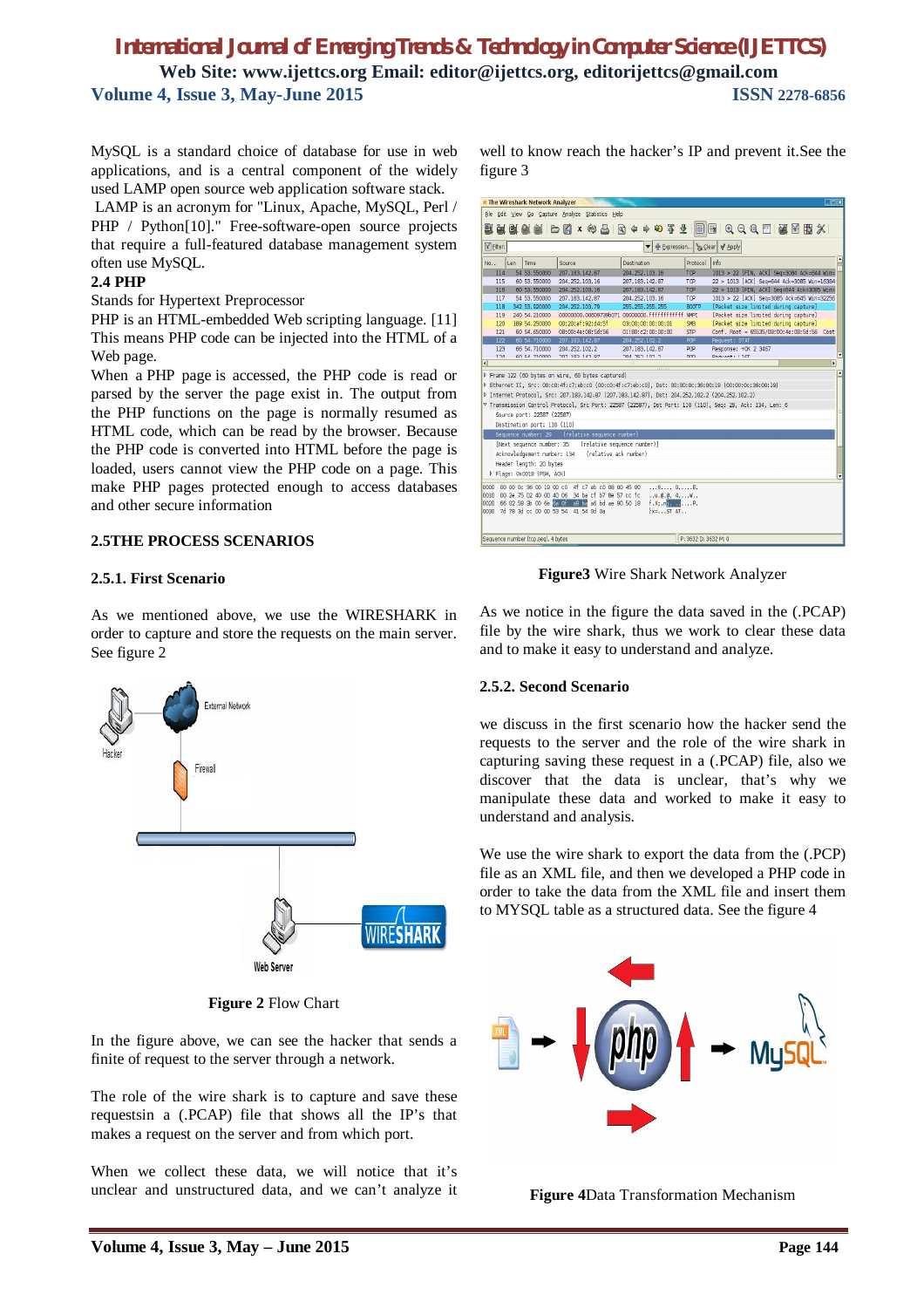MySQL is a standard choice of database for use in web applications, and is a central component of the widely used LAMP open source web application software stack.
LAMP is an acronym for "Linux, Apache, MySQL, Perl / PHP / Python[10]." Free-software-open source projects that require a full-featured database management system often use MySQL.

### 2.4 PHP

Stands for Hypertext Preprocessor

PHP is an HTML-embedded Web scripting language. [11] This means PHP code can be injected into the HTML of a Web page.

When a PHP page is accessed, the PHP code is read or parsed by the server the page exist in. The output from the PHP functions on the page is normally resumed as HTML code, which can be read by the browser. Because the PHP code is converted into HTML before the page is loaded, users cannot view the PHP code on a page. This make PHP pages protected enough to access databases and other secure information

### 2.5THE PROCESS SCENARIOS

#### 2.5.1. First Scenario

As we mentioned above, we use the WIRESHARK in order to capture and store the requests on the main server. See figure 2

**Figure 2** Flow Chart

In the figure above, we can see the hacker that sends a finite of request to the server through a network.

The role of the wire shark is to capture and save these requestsin a (.PCAP) file that shows all the IP's that makes a request on the server and from which port.

When we collect these data, we will notice that it's unclear and unstructured data, and we can't analyze it well to know reach the hacker's IP and prevent it.See the figure 3

**Figure3** Wire Shark Network Analyzer

As we notice in the figure the data saved in the (.PCAP) file by the wire shark, thus we work to clear these data and to make it easy to understand and analyze.

#### 2.5.2. Second Scenario

we discuss in the first scenario how the hacker send the requests to the server and the role of the wire shark in capturing saving these request in a (.PCAP) file, also we discover that the data is unclear, that's why we manipulate these data and worked to make it easy to understand and analysis.

We use the wire shark to export the data from the (.PCP) file as an XML file, and then we developed a PHP code in order to take the data from the XML file and insert them to MYSQL table as a structured data. See the figure 4

**Figure 4**Data Transformation Mechanism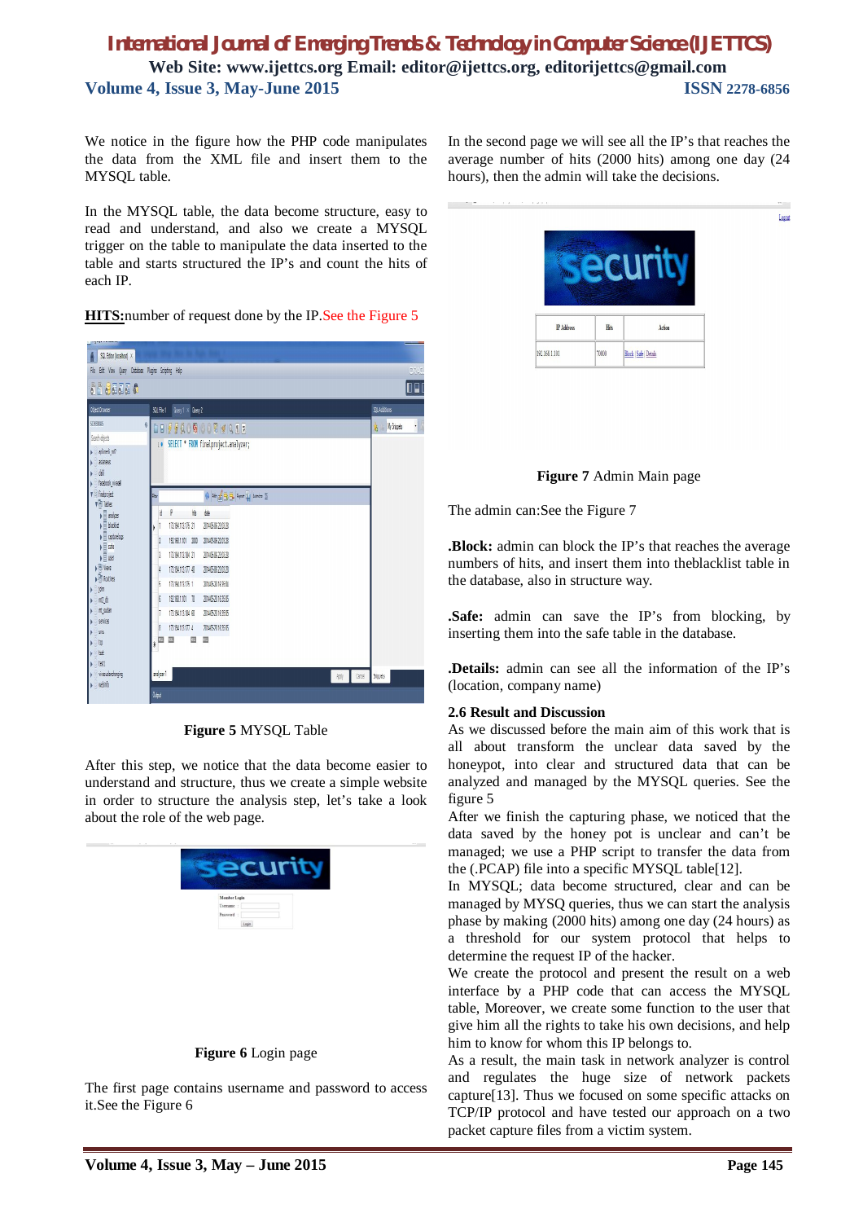We notice in the figure how the PHP code manipulates the data from the XML file and insert them to the MYSQL table.

In the MYSQL table, the data become structure, easy to read and understand, and also we create a MYSQL trigger on the table to manipulate the data inserted to the table and starts structured the IP's and count the hits of each IP.

**HITS:**number of request done by the IP.See the Figure 5

**Figure 5** MYSQL Table

After this step, we notice that the data become easier to understand and structure, thus we create a simple website in order to structure the analysis step, let's take a look about the role of the web page.

**Figure 6** Login page

The first page contains username and password to access it.See the Figure 6

In the second page we will see all the IP's that reaches the average number of hits (2000 hits) among one day (24 hours), then the admin will take the decisions.

**Figure 7** Admin Main page

The admin can:See the Figure 7

**.Block:** admin can block the IP's that reaches the average numbers of hits, and insert them into theblacklist table in the database, also in structure way.

**.Safe:** admin can save the IP's from blocking, by inserting them into the safe table in the database.

**.Details:** admin can see all the information of the IP's (location, company name)

### 2.6 Result and Discussion

As we discussed before the main aim of this work that is all about transform the unclear data saved by the honeypot, into clear and structured data that can be analyzed and managed by the MYSQL queries. See the figure 5

After we finish the capturing phase, we noticed that the data saved by the honey pot is unclear and can't be managed; we use a PHP script to transfer the data from the (.PCAP) file into a specific MYSQL table[12].

In MYSQL; data become structured, clear and can be managed by MYSQ queries, thus we can start the analysis phase by making (2000 hits) among one day (24 hours) as a threshold for our system protocol that helps to determine the request IP of the hacker.

We create the protocol and present the result on a web interface by a PHP code that can access the MYSQL table, Moreover, we create some function to the user that give him all the rights to take his own decisions, and help him to know for whom this IP belongs to.

As a result, the main task in network analyzer is control and regulates the huge size of network packets capture[13]. Thus we focused on some specific attacks on TCP/IP protocol and have tested our approach on a two packet capture files from a victim system.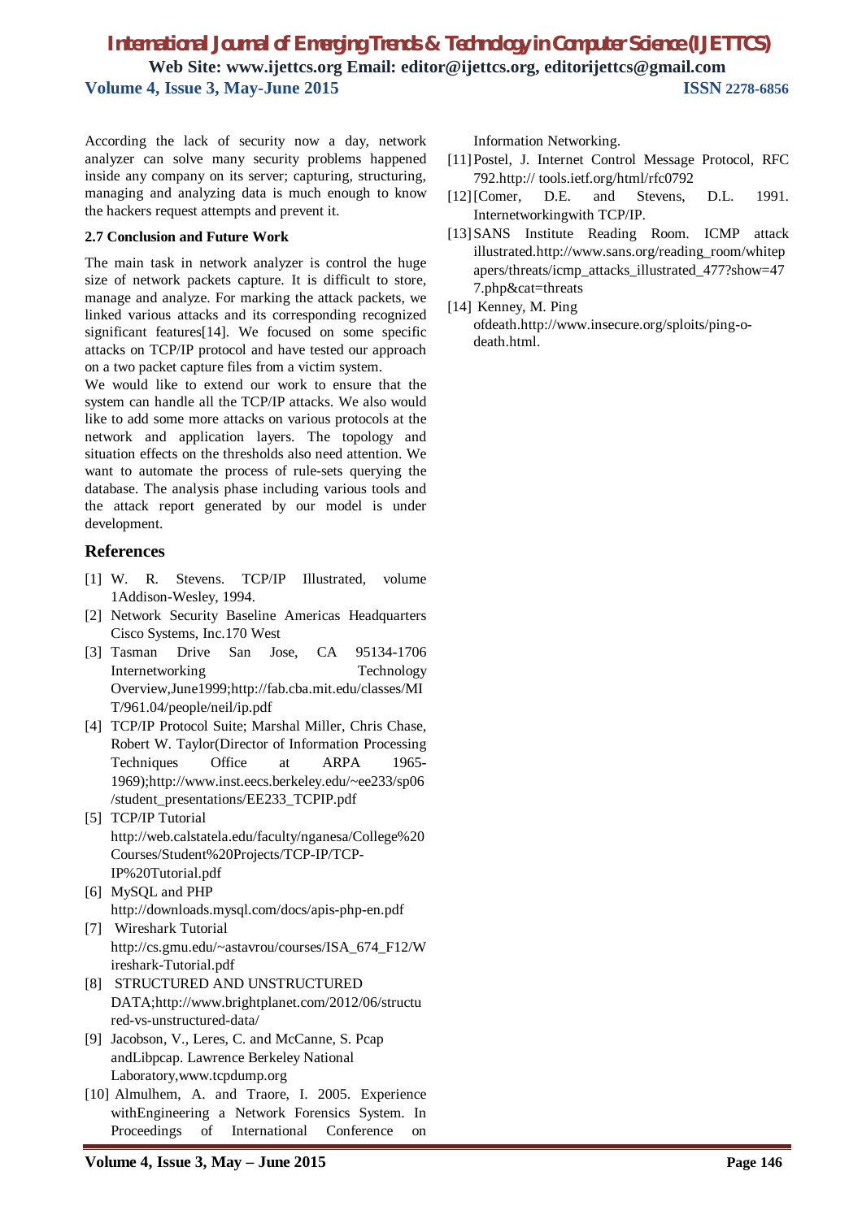According the lack of security now a day, network analyzer can solve many security problems happened inside any company on its server; capturing, structuring, managing and analyzing data is much enough to know the hackers request attempts and prevent it.

### 2.7 Conclusion and Future Work

The main task in network analyzer is control the huge size of network packets capture. It is difficult to store, manage and analyze. For marking the attack packets, we linked various attacks and its corresponding recognized significant features[14]. We focused on some specific attacks on TCP/IP protocol and have tested our approach on a two packet capture files from a victim system.

We would like to extend our work to ensure that the system can handle all the TCP/IP attacks. We also would like to add some more attacks on various protocols at the network and application layers. The topology and situation effects on the thresholds also need attention. We want to automate the process of rule-sets querying the database. The analysis phase including various tools and the attack report generated by our model is under development.

## References

[1] W. R. Stevens. TCP/IP Illustrated, volume 1Addison-Wesley, 1994.

[2] Network Security Baseline Americas Headquarters Cisco Systems, Inc.170 West

[3] Tasman Drive San Jose, CA 95134-1706 Internetworking Technology Overview,June1999;http://fab.cba.mit.edu/classes/MIT/961.04/people/neil/ip.pdf

[4] TCP/IP Protocol Suite; Marshal Miller, Chris Chase, Robert W. Taylor(Director of Information Processing Techniques Office at ARPA 1965-1969);http://www.inst.eecs.berkeley.edu/~ee233/sp06/student_presentations/EE233_TCPIP.pdf

[5] TCP/IP Tutorial http://web.calstatela.edu/faculty/nganesa/College%20Courses/Student%20Projects/TCP-IP/TCP-IP%20Tutorial.pdf

[6] MySQL and PHP http://downloads.mysql.com/docs/apis-php-en.pdf

[7] Wireshark Tutorial http://cs.gmu.edu/~astavrou/courses/ISA_674_F12/Wireshark-Tutorial.pdf

[8] STRUCTURED AND UNSTRUCTURED DATA;http://www.brightplanet.com/2012/06/structured-vs-unstructured-data/

[9] Jacobson, V., Leres, C. and McCanne, S. Pcap andLibpcap. Lawrence Berkeley National Laboratory,www.tcpdump.org

[10] Almulhem, A. and Traore, I. 2005. Experience withEngineering a Network Forensics System. In Proceedings of International Conference on Information Networking.

[11] Postel, J. Internet Control Message Protocol, RFC 792.http:// tools.ietf.org/html/rfc0792

[12] [Comer, D.E. and Stevens, D.L. 1991. Internetworkingwith TCP/IP.

[13] SANS Institute Reading Room. ICMP attack illustrated.http://www.sans.org/reading_room/whitepapers/threats/icmp_attacks_illustrated_477?show=477.php&cat=threats

[14] Kenney, M. Ping ofdeath.http://www.insecure.org/sploits/ping-o-death.html.